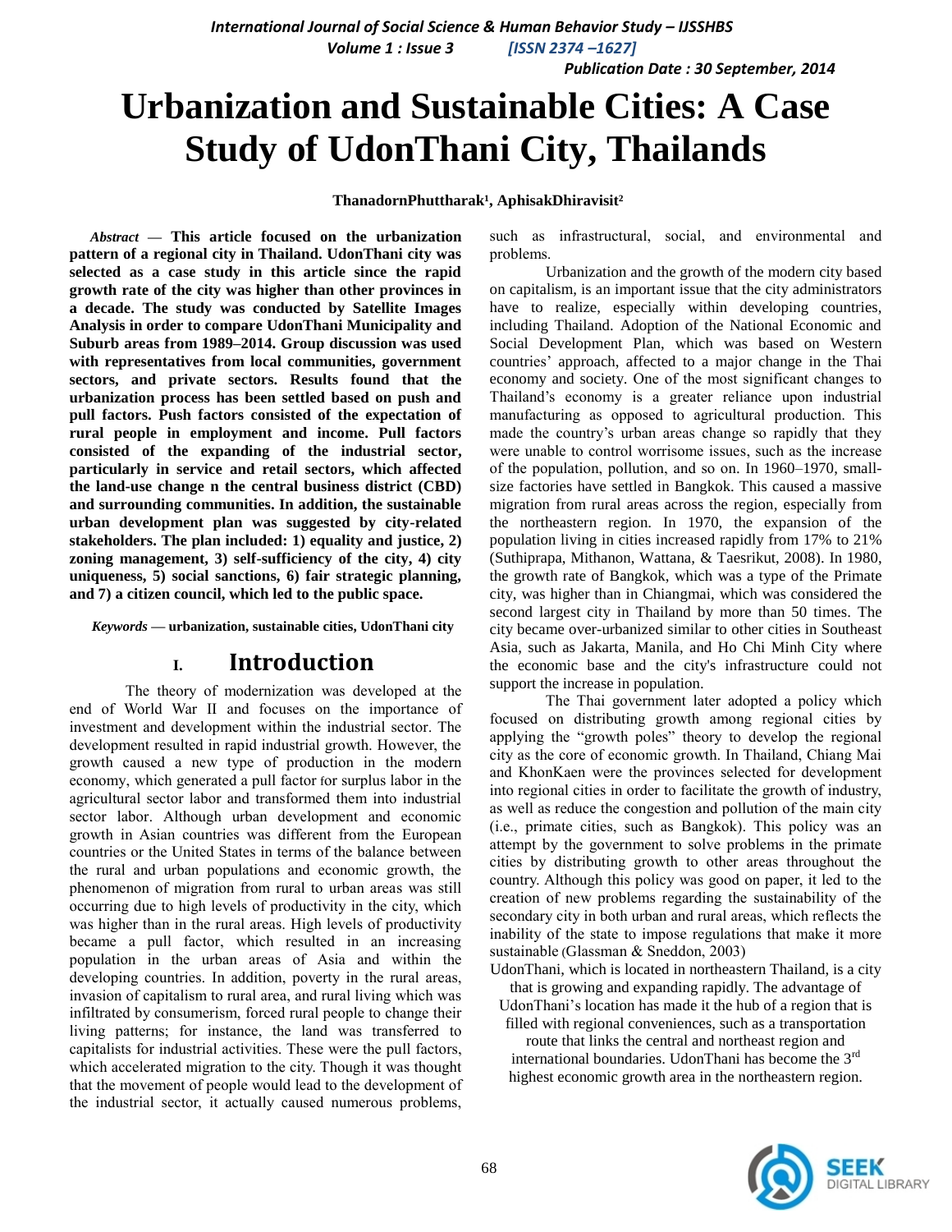# Urbanization and Sustainable Cities: A Case Study of UdonThani City, Thailands

**ThanadornPhuttharak[1], AphisakDhiravisit[2]**

***Abstract* — This article focused on the urbanization pattern of a regional city in Thailand. UdonThani city was selected as a case study in this article since the rapid growth rate of the city was higher than other provinces in a decade. The study was conducted by Satellite Images Analysis in order to compare UdonThani Municipality and Suburb areas from 1989–2014. Group discussion was used with representatives from local communities, government sectors, and private sectors. Results found that the urbanization process has been settled based on push and pull factors. Push factors consisted of the expectation of rural people in employment and income. Pull factors consisted of the expanding of the industrial sector, particularly in service and retail sectors, which affected the land-use change n the central business district (CBD) and surrounding communities. In addition, the sustainable urban development plan was suggested by city-related stakeholders. The plan included: 1) equality and justice, 2) zoning management, 3) self-sufficiency of the city, 4) city uniqueness, 5) social sanctions, 6) fair strategic planning, and 7) a citizen council, which led to the public space.**

***Keywords* — urbanization, sustainable cities, UdonThani city**

## I. Introduction

The theory of modernization was developed at the end of World War II and focuses on the importance of investment and development within the industrial sector. The development resulted in rapid industrial growth. However, the growth caused a new type of production in the modern economy, which generated a pull factor for surplus labor in the agricultural sector labor and transformed them into industrial sector labor. Although urban development and economic growth in Asian countries was different from the European countries or the United States in terms of the balance between the rural and urban populations and economic growth, the phenomenon of migration from rural to urban areas was still occurring due to high levels of productivity in the city, which was higher than in the rural areas. High levels of productivity became a pull factor, which resulted in an increasing population in the urban areas of Asia and within the developing countries. In addition, poverty in the rural areas, invasion of capitalism to rural area, and rural living which was infiltrated by consumerism, forced rural people to change their living patterns; for instance, the land was transferred to capitalists for industrial activities. These were the pull factors, which accelerated migration to the city. Though it was thought that the movement of people would lead to the development of the industrial sector, it actually caused numerous problems, such as infrastructural, social, and environmental and problems.

Urbanization and the growth of the modern city based on capitalism, is an important issue that the city administrators have to realize, especially within developing countries, including Thailand. Adoption of the National Economic and Social Development Plan, which was based on Western countries' approach, affected to a major change in the Thai economy and society. One of the most significant changes to Thailand's economy is a greater reliance upon industrial manufacturing as opposed to agricultural production. This made the country's urban areas change so rapidly that they were unable to control worrisome issues, such as the increase of the population, pollution, and so on. In 1960–1970, small-size factories have settled in Bangkok. This caused a massive migration from rural areas across the region, especially from the northeastern region. In 1970, the expansion of the population living in cities increased rapidly from 17% to 21% (Suthiprapa, Mithanon, Wattana, & Taesrikut, 2008). In 1980, the growth rate of Bangkok, which was a type of the Primate city, was higher than in Chiangmai, which was considered the second largest city in Thailand by more than 50 times. The city became over-urbanized similar to other cities in Southeast Asia, such as Jakarta, Manila, and Ho Chi Minh City where the economic base and the city's infrastructure could not support the increase in population.

The Thai government later adopted a policy which focused on distributing growth among regional cities by applying the "growth poles" theory to develop the regional city as the core of economic growth. In Thailand, Chiang Mai and KhonKaen were the provinces selected for development into regional cities in order to facilitate the growth of industry, as well as reduce the congestion and pollution of the main city (i.e., primate cities, such as Bangkok). This policy was an attempt by the government to solve problems in the primate cities by distributing growth to other areas throughout the country. Although this policy was good on paper, it led to the creation of new problems regarding the sustainability of the secondary city in both urban and rural areas, which reflects the inability of the state to impose regulations that make it more sustainable (Glassman & Sneddon, 2003)

UdonThani, which is located in northeastern Thailand, is a city that is growing and expanding rapidly. The advantage of UdonThani's location has made it the hub of a region that is filled with regional conveniences, such as a transportation route that links the central and northeast region and international boundaries. UdonThani has become the 3rd highest economic growth area in the northeastern region.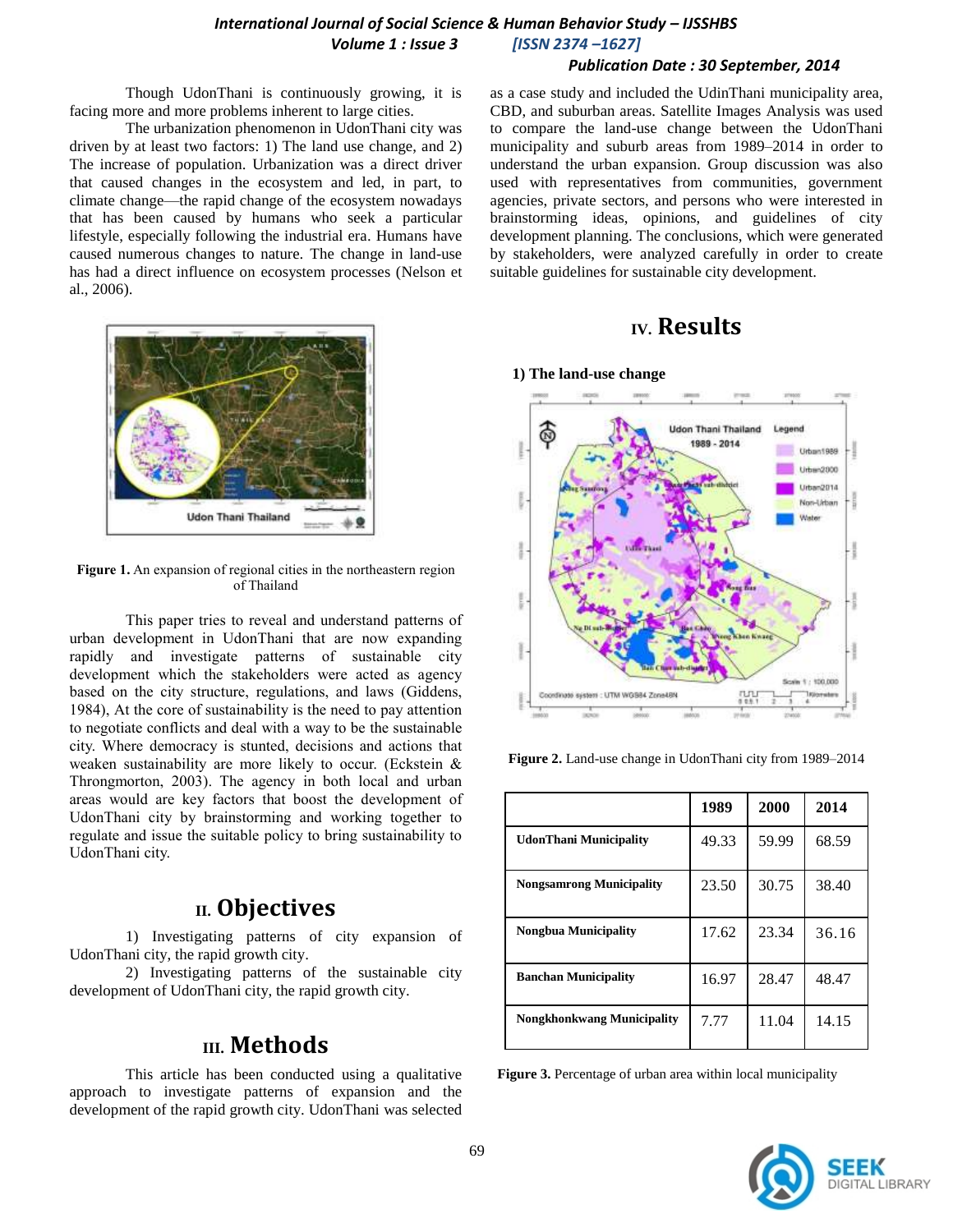Though UdonThani is continuously growing, it is facing more and more problems inherent to large cities.

The urbanization phenomenon in UdonThani city was driven by at least two factors: 1) The land use change, and 2) The increase of population. Urbanization was a direct driver that caused changes in the ecosystem and led, in part, to climate change—the rapid change of the ecosystem nowadays that has been caused by humans who seek a particular lifestyle, especially following the industrial era. Humans have caused numerous changes to nature. The change in land-use has had a direct influence on ecosystem processes (Nelson et al., 2006).

**Figure 1.** An expansion of regional cities in the northeastern region of Thailand

This paper tries to reveal and understand patterns of urban development in UdonThani that are now expanding rapidly and investigate patterns of sustainable city development which the stakeholders were acted as agency based on the city structure, regulations, and laws (Giddens, 1984), At the core of sustainability is the need to pay attention to negotiate conflicts and deal with a way to be the sustainable city. Where democracy is stunted, decisions and actions that weaken sustainability are more likely to occur. (Eckstein & Throngmorton, 2003). The agency in both local and urban areas would are key factors that boost the development of UdonThani city by brainstorming and working together to regulate and issue the suitable policy to bring sustainability to UdonThani city.

## II. Objectives

1) Investigating patterns of city expansion of UdonThani city, the rapid growth city.

2) Investigating patterns of the sustainable city development of UdonThani city, the rapid growth city.

## III. Methods

This article has been conducted using a qualitative approach to investigate patterns of expansion and the development of the rapid growth city. UdonThani was selected as a case study and included the UdinThani municipality area, CBD, and suburban areas. Satellite Images Analysis was used to compare the land-use change between the UdonThani municipality and suburb areas from 1989–2014 in order to understand the urban expansion. Group discussion was also used with representatives from communities, government agencies, private sectors, and persons who were interested in brainstorming ideas, opinions, and guidelines of city development planning. The conclusions, which were generated by stakeholders, were analyzed carefully in order to create suitable guidelines for sustainable city development.

## IV. Results

### 1) The land-use change

**Figure 2.** Land-use change in UdonThani city from 1989–2014

| | 1989 | 2000 | 2014 |
|---|---|---|---|
| **UdonThani Municipality** | 49.33 | 59.99 | 68.59 |
| **Nongsamrong Municipality** | 23.50 | 30.75 | 38.40 |
| **Nongbua Municipality** | 17.62 | 23.34 | 36.16 |
| **Banchan Municipality** | 16.97 | 28.47 | 48.47 |
| **Nongkhonkwang Municipality** | 7.77 | 11.04 | 14.15 |

**Figure 3.** Percentage of urban area within local municipality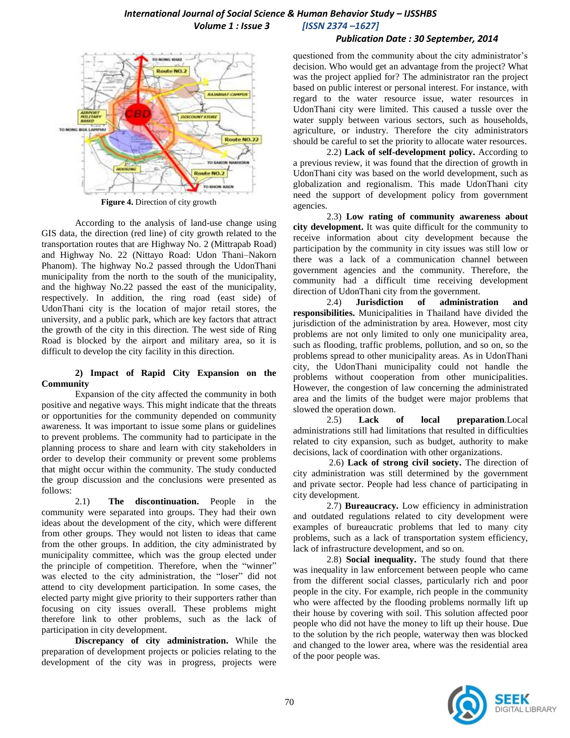Figure 4. Direction of city growth

According to the analysis of land-use change using GIS data, the direction (red line) of city growth related to the transportation routes that are Highway No. 2 (Mittrapab Road) and Highway No. 22 (Nittayo Road: Udon Thani–Nakorn Phanom). The highway No.2 passed through the UdonThani municipality from the north to the south of the municipality, and the highway No.22 passed the east of the municipality, respectively. In addition, the ring road (east side) of UdonThani city is the location of major retail stores, the university, and a public park, which are key factors that attract the growth of the city in this direction. The west side of Ring Road is blocked by the airport and military area, so it is difficult to develop the city facility in this direction.

**2) Impact of Rapid City Expansion on the Community**

Expansion of the city affected the community in both positive and negative ways. This might indicate that the threats or opportunities for the community depended on community awareness. It was important to issue some plans or guidelines to prevent problems. The community had to participate in the planning process to share and learn with city stakeholders in order to develop their community or prevent some problems that might occur within the community. The study conducted the group discussion and the conclusions were presented as follows:

2.1) **The discontinuation.** People in the community were separated into groups. They had their own ideas about the development of the city, which were different from other groups. They would not listen to ideas that came from the other groups. In addition, the city administrated by municipality committee, which was the group elected under the principle of competition. Therefore, when the "winner" was elected to the city administration, the "loser" did not attend to city development participation. In some cases, the elected party might give priority to their supporters rather than focusing on city issues overall. These problems might therefore link to other problems, such as the lack of participation in city development.

**Discrepancy of city administration.** While the preparation of development projects or policies relating to the development of the city was in progress, projects were questioned from the community about the city administrator's decision. Who would get an advantage from the project? What was the project applied for? The administrator ran the project based on public interest or personal interest. For instance, with regard to the water resource issue, water resources in UdonThani city were limited. This caused a tussle over the water supply between various sectors, such as households, agriculture, or industry. Therefore the city administrators should be careful to set the priority to allocate water resources.

2.2) **Lack of self-development policy.** According to a previous review, it was found that the direction of growth in UdonThani city was based on the world development, such as globalization and regionalism. This made UdonThani city need the support of development policy from government agencies.

2.3) **Low rating of community awareness about city development.** It was quite difficult for the community to receive information about city development because the participation by the community in city issues was still low or there was a lack of a communication channel between government agencies and the community. Therefore, the community had a difficult time receiving development direction of UdonThani city from the government.

2.4) **Jurisdiction of administration and responsibilities.** Municipalities in Thailand have divided the jurisdiction of the administration by area. However, most city problems are not only limited to only one municipality area, such as flooding, traffic problems, pollution, and so on, so the problems spread to other municipality areas. As in UdonThani city, the UdonThani municipality could not handle the problems without cooperation from other municipalities. However, the congestion of law concerning the administrated area and the limits of the budget were major problems that slowed the operation down.

2.5) **Lack of local preparation**.Local administrations still had limitations that resulted in difficulties related to city expansion, such as budget, authority to make decisions, lack of coordination with other organizations.

2.6) **Lack of strong civil society.** The direction of city administration was still determined by the government and private sector. People had less chance of participating in city development.

2.7) **Bureaucracy.** Low efficiency in administration and outdated regulations related to city development were examples of bureaucratic problems that led to many city problems, such as a lack of transportation system efficiency, lack of infrastructure development, and so on.

2.8) **Social inequality.** The study found that there was inequality in law enforcement between people who came from the different social classes, particularly rich and poor people in the city. For example, rich people in the community who were affected by the flooding problems normally lift up their house by covering with soil. This solution affected poor people who did not have the money to lift up their house. Due to the solution by the rich people, waterway then was blocked and changed to the lower area, where was the residential area of the poor people was.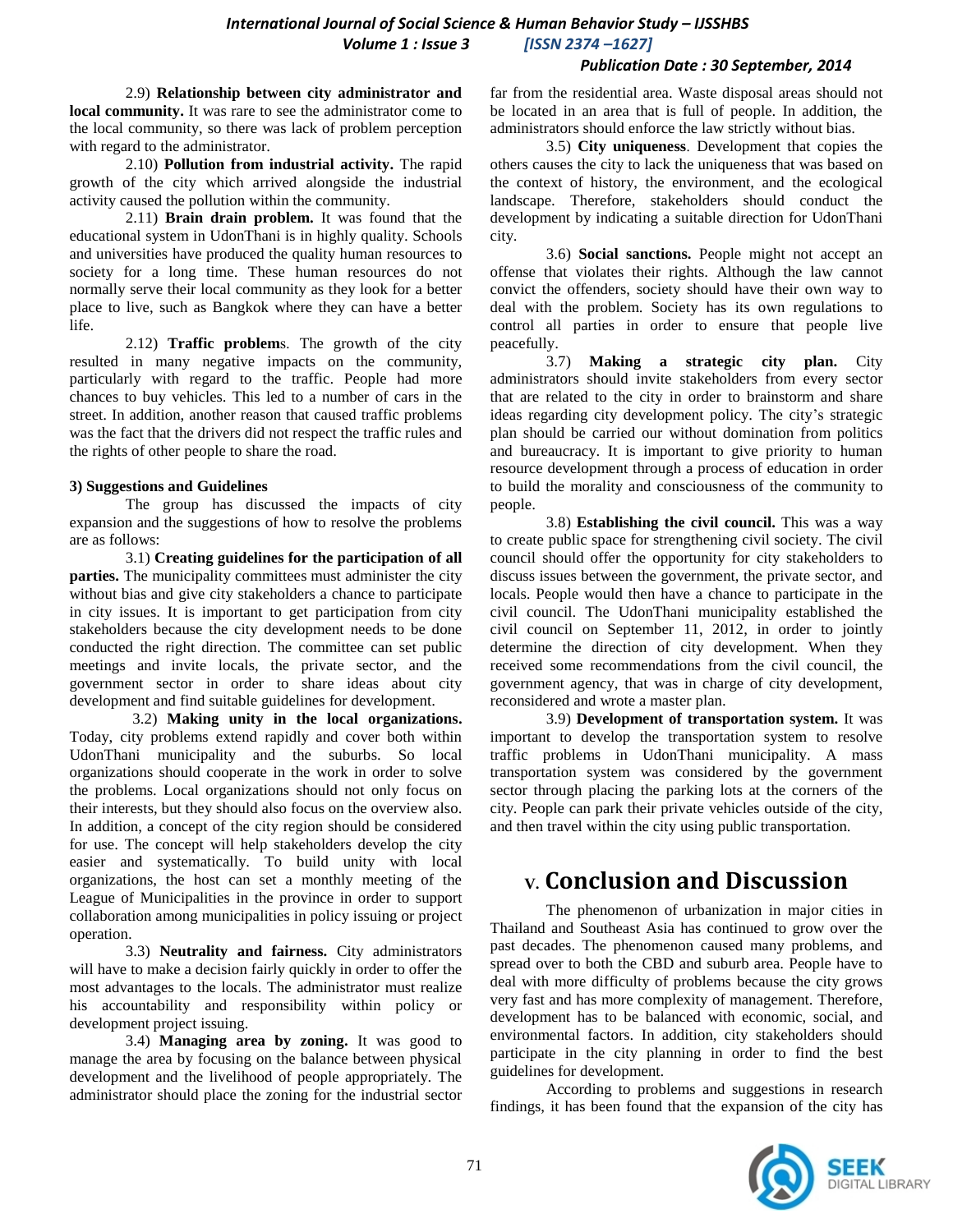2.9) **Relationship between city administrator and local community.** It was rare to see the administrator come to the local community, so there was lack of problem perception with regard to the administrator.

2.10) **Pollution from industrial activity.** The rapid growth of the city which arrived alongside the industrial activity caused the pollution within the community.

2.11) **Brain drain problem.** It was found that the educational system in UdonThani is in highly quality. Schools and universities have produced the quality human resources to society for a long time. These human resources do not normally serve their local community as they look for a better place to live, such as Bangkok where they can have a better life.

2.12) **Traffic problem**s. The growth of the city resulted in many negative impacts on the community, particularly with regard to the traffic. People had more chances to buy vehicles. This led to a number of cars in the street. In addition, another reason that caused traffic problems was the fact that the drivers did not respect the traffic rules and the rights of other people to share the road.

**3) Suggestions and Guidelines**

The group has discussed the impacts of city expansion and the suggestions of how to resolve the problems are as follows:

3.1) **Creating guidelines for the participation of all parties.** The municipality committees must administer the city without bias and give city stakeholders a chance to participate in city issues. It is important to get participation from city stakeholders because the city development needs to be done conducted the right direction. The committee can set public meetings and invite locals, the private sector, and the government sector in order to share ideas about city development and find suitable guidelines for development.

3.2) **Making unity in the local organizations.** Today, city problems extend rapidly and cover both within UdonThani municipality and the suburbs. So local organizations should cooperate in the work in order to solve the problems. Local organizations should not only focus on their interests, but they should also focus on the overview also. In addition, a concept of the city region should be considered for use. The concept will help stakeholders develop the city easier and systematically. To build unity with local organizations, the host can set a monthly meeting of the League of Municipalities in the province in order to support collaboration among municipalities in policy issuing or project operation.

3.3) **Neutrality and fairness.** City administrators will have to make a decision fairly quickly in order to offer the most advantages to the locals. The administrator must realize his accountability and responsibility within policy or development project issuing.

3.4) **Managing area by zoning.** It was good to manage the area by focusing on the balance between physical development and the livelihood of people appropriately. The administrator should place the zoning for the industrial sector far from the residential area. Waste disposal areas should not be located in an area that is full of people. In addition, the administrators should enforce the law strictly without bias.

3.5) **City uniqueness**. Development that copies the others causes the city to lack the uniqueness that was based on the context of history, the environment, and the ecological landscape. Therefore, stakeholders should conduct the development by indicating a suitable direction for UdonThani city.

3.6) **Social sanctions.** People might not accept an offense that violates their rights. Although the law cannot convict the offenders, society should have their own way to deal with the problem. Society has its own regulations to control all parties in order to ensure that people live peacefully.

3.7) **Making a strategic city plan.** City administrators should invite stakeholders from every sector that are related to the city in order to brainstorm and share ideas regarding city development policy. The city's strategic plan should be carried our without domination from politics and bureaucracy. It is important to give priority to human resource development through a process of education in order to build the morality and consciousness of the community to people.

3.8) **Establishing the civil council.** This was a way to create public space for strengthening civil society. The civil council should offer the opportunity for city stakeholders to discuss issues between the government, the private sector, and locals. People would then have a chance to participate in the civil council. The UdonThani municipality established the civil council on September 11, 2012, in order to jointly determine the direction of city development. When they received some recommendations from the civil council, the government agency, that was in charge of city development, reconsidered and wrote a master plan.

3.9) **Development of transportation system.** It was important to develop the transportation system to resolve traffic problems in UdonThani municipality. A mass transportation system was considered by the government sector through placing the parking lots at the corners of the city. People can park their private vehicles outside of the city, and then travel within the city using public transportation.

# V. Conclusion and Discussion

The phenomenon of urbanization in major cities in Thailand and Southeast Asia has continued to grow over the past decades. The phenomenon caused many problems, and spread over to both the CBD and suburb area. People have to deal with more difficulty of problems because the city grows very fast and has more complexity of management. Therefore, development has to be balanced with economic, social, and environmental factors. In addition, city stakeholders should participate in the city planning in order to find the best guidelines for development.

According to problems and suggestions in research findings, it has been found that the expansion of the city has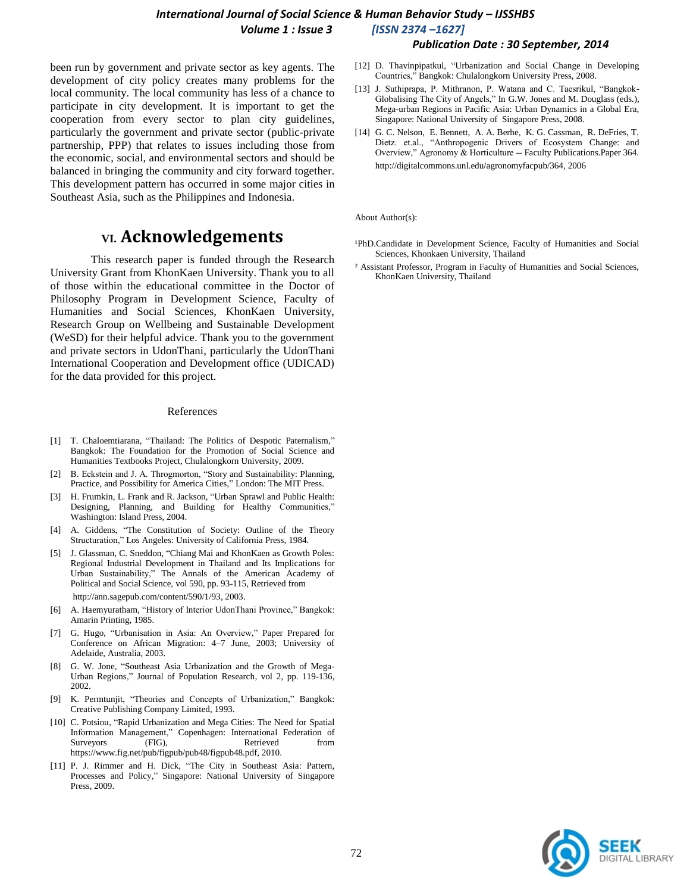been run by government and private sector as key agents. The development of city policy creates many problems for the local community. The local community has less of a chance to participate in city development. It is important to get the cooperation from every sector to plan city guidelines, particularly the government and private sector (public-private partnership, PPP) that relates to issues including those from the economic, social, and environmental sectors and should be balanced in bringing the community and city forward together. This development pattern has occurred in some major cities in Southeast Asia, such as the Philippines and Indonesia.

## VI. Acknowledgements

This research paper is funded through the Research University Grant from KhonKaen University. Thank you to all of those within the educational committee in the Doctor of Philosophy Program in Development Science, Faculty of Humanities and Social Sciences, KhonKaen University, Research Group on Wellbeing and Sustainable Development (WeSD) for their helpful advice. Thank you to the government and private sectors in UdonThani, particularly the UdonThani International Cooperation and Development office (UDICAD) for the data provided for this project.

### References

[1] T. Chaloemtiarana, "Thailand: The Politics of Despotic Paternalism," Bangkok: The Foundation for the Promotion of Social Science and Humanities Textbooks Project, Chulalongkorn University, 2009.

[2] B. Eckstein and J. A. Throgmorton, "Story and Sustainability: Planning, Practice, and Possibility for America Cities," London: The MIT Press.

[3] H. Frumkin, L. Frank and R. Jackson, "Urban Sprawl and Public Health: Designing, Planning, and Building for Healthy Communities," Washington: Island Press, 2004.

[4] A. Giddens, "The Constitution of Society: Outline of the Theory Structuration," Los Angeles: University of California Press, 1984.

[5] J. Glassman, C. Sneddon, "Chiang Mai and KhonKaen as Growth Poles: Regional Industrial Development in Thailand and Its Implications for Urban Sustainability," The Annals of the American Academy of Political and Social Science, vol 590, pp. 93-115, Retrieved from http://ann.sagepub.com/content/590/1/93, 2003.

[6] A. Haemyuratham, "History of Interior UdonThani Province," Bangkok: Amarin Printing, 1985.

[7] G. Hugo, "Urbanisation in Asia: An Overview," Paper Prepared for Conference on African Migration: 4–7 June, 2003; University of Adelaide, Australia, 2003.

[8] G. W. Jone, "Southeast Asia Urbanization and the Growth of Mega-Urban Regions," Journal of Population Research, vol 2, pp. 119-136, 2002.

[9] K. Permtunjit, "Theories and Concepts of Urbanization," Bangkok: Creative Publishing Company Limited, 1993.

[10] C. Potsiou, "Rapid Urbanization and Mega Cities: The Need for Spatial Information Management," Copenhagen: International Federation of Surveyors (FIG), Retrieved from https://www.fig.net/pub/figpub/pub48/figpub48.pdf, 2010.

[11] P. J. Rimmer and H. Dick, "The City in Southeast Asia: Pattern, Processes and Policy," Singapore: National University of Singapore Press, 2009.

[12] D. Thavinpipatkul, "Urbanization and Social Change in Developing Countries," Bangkok: Chulalongkorn University Press, 2008.

[13] J. Suthiprapa, P. Mithranon, P. Watana and C. Taesrikul, "Bangkok-Globalising The City of Angels," In G.W. Jones and M. Douglass (eds.), Mega-urban Regions in Pacific Asia: Urban Dynamics in a Global Era, Singapore: National University of Singapore Press, 2008.

[14] G. C. Nelson, E. Bennett, A. A. Berhe, K. G. Cassman, R. DeFries, T. Dietz. et.al., "Anthropogenic Drivers of Ecosystem Change: and Overview," Agronomy & Horticulture -- Faculty Publications.Paper 364. http://digitalcommons.unl.edu/agronomyfacpub/364, 2006

About Author(s):

[1]PhD.Candidate in Development Science, Faculty of Humanities and Social Sciences, Khonkaen University, Thailand

[2] Assistant Professor, Program in Faculty of Humanities and Social Sciences, KhonKaen University, Thailand